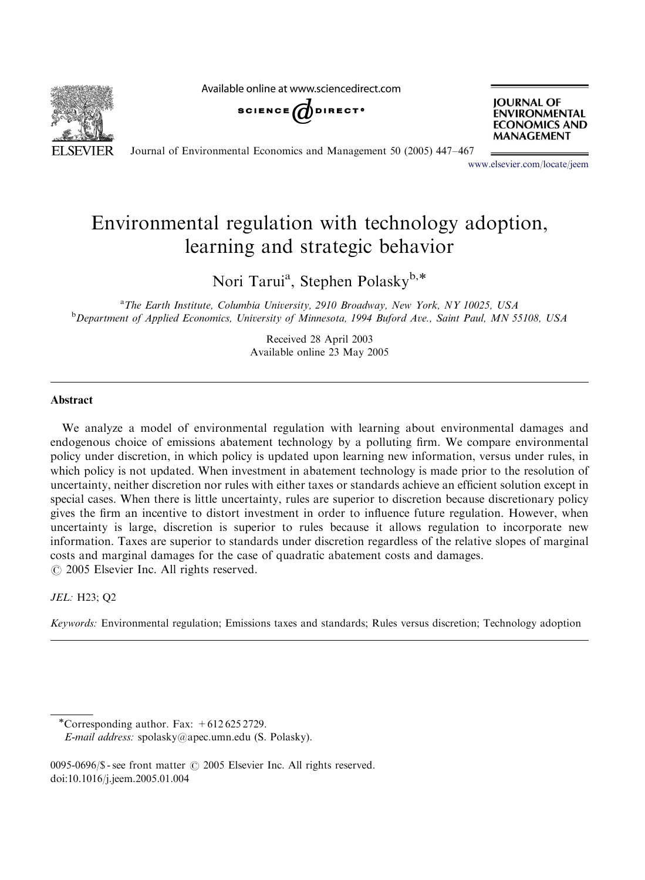# Environmental regulation with technology adoption, learning and strategic behavior

Nori Tarui[a], Stephen Polasky[b,*]

[a]The Earth Institute, Columbia University, 2910 Broadway, New York, NY 10025, USA
[b]Department of Applied Economics, University of Minnesota, 1994 Buford Ave., Saint Paul, MN 55108, USA

Received 28 April 2003
Available online 23 May 2005

## Abstract

We analyze a model of environmental regulation with learning about environmental damages and endogenous choice of emissions abatement technology by a polluting firm. We compare environmental policy under discretion, in which policy is updated upon learning new information, versus under rules, in which policy is not updated. When investment in abatement technology is made prior to the resolution of uncertainty, neither discretion nor rules with either taxes or standards achieve an efficient solution except in special cases. When there is little uncertainty, rules are superior to discretion because discretionary policy gives the firm an incentive to distort investment in order to influence future regulation. However, when uncertainty is large, discretion is superior to rules because it allows regulation to incorporate new information. Taxes are superior to standards under discretion regardless of the relative slopes of marginal costs and marginal damages for the case of quadratic abatement costs and damages.
© 2005 Elsevier Inc. All rights reserved.

*JEL:* H23; Q2

*Keywords:* Environmental regulation; Emissions taxes and standards; Rules versus discretion; Technology adoption

---

*Corresponding author. Fax: +612 625 2729.
*E-mail address:* spolasky@apec.umn.edu (S. Polasky).

0095-0696/$ - see front matter © 2005 Elsevier Inc. All rights reserved.
doi:10.1016/j.jeem.2005.01.004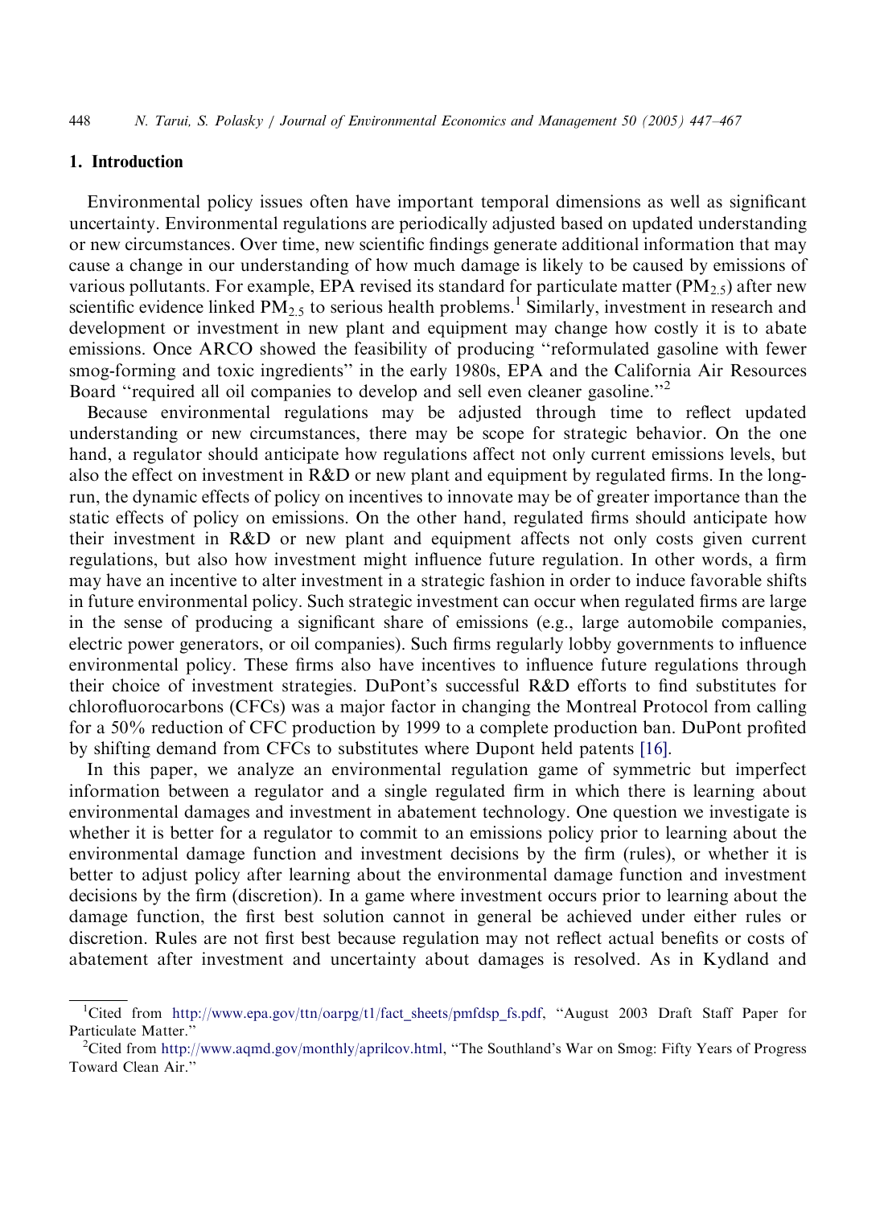## 1. Introduction

Environmental policy issues often have important temporal dimensions as well as significant uncertainty. Environmental regulations are periodically adjusted based on updated understanding or new circumstances. Over time, new scientific findings generate additional information that may cause a change in our understanding of how much damage is likely to be caused by emissions of various pollutants. For example, EPA revised its standard for particulate matter ($PM_{2.5}$) after new scientific evidence linked $PM_{2.5}$ to serious health problems.[1] Similarly, investment in research and development or investment in new plant and equipment may change how costly it is to abate emissions. Once ARCO showed the feasibility of producing "reformulated gasoline with fewer smog-forming and toxic ingredients" in the early 1980s, EPA and the California Air Resources Board "required all oil companies to develop and sell even cleaner gasoline."[2]

Because environmental regulations may be adjusted through time to reflect updated understanding or new circumstances, there may be scope for strategic behavior. On the one hand, a regulator should anticipate how regulations affect not only current emissions levels, but also the effect on investment in R&D or new plant and equipment by regulated firms. In the long-run, the dynamic effects of policy on incentives to innovate may be of greater importance than the static effects of policy on emissions. On the other hand, regulated firms should anticipate how their investment in R&D or new plant and equipment affects not only costs given current regulations, but also how investment might influence future regulation. In other words, a firm may have an incentive to alter investment in a strategic fashion in order to induce favorable shifts in future environmental policy. Such strategic investment can occur when regulated firms are large in the sense of producing a significant share of emissions (e.g., large automobile companies, electric power generators, or oil companies). Such firms regularly lobby governments to influence environmental policy. These firms also have incentives to influence future regulations through their choice of investment strategies. DuPont's successful R&D efforts to find substitutes for chlorofluorocarbons (CFCs) was a major factor in changing the Montreal Protocol from calling for a 50% reduction of CFC production by 1999 to a complete production ban. DuPont profited by shifting demand from CFCs to substitutes where Dupont held patents [16].

In this paper, we analyze an environmental regulation game of symmetric but imperfect information between a regulator and a single regulated firm in which there is learning about environmental damages and investment in abatement technology. One question we investigate is whether it is better for a regulator to commit to an emissions policy prior to learning about the environmental damage function and investment decisions by the firm (rules), or whether it is better to adjust policy after learning about the environmental damage function and investment decisions by the firm (discretion). In a game where investment occurs prior to learning about the damage function, the first best solution cannot in general be achieved under either rules or discretion. Rules are not first best because regulation may not reflect actual benefits or costs of abatement after investment and uncertainty about damages is resolved. As in Kydland and

[1] Cited from http://www.epa.gov/ttn/oarpg/t1/fact_sheets/pmfdsp_fs.pdf, "August 2003 Draft Staff Paper for Particulate Matter."

[2] Cited from http://www.aqmd.gov/monthly/aprilcov.html, "The Southland's War on Smog: Fifty Years of Progress Toward Clean Air."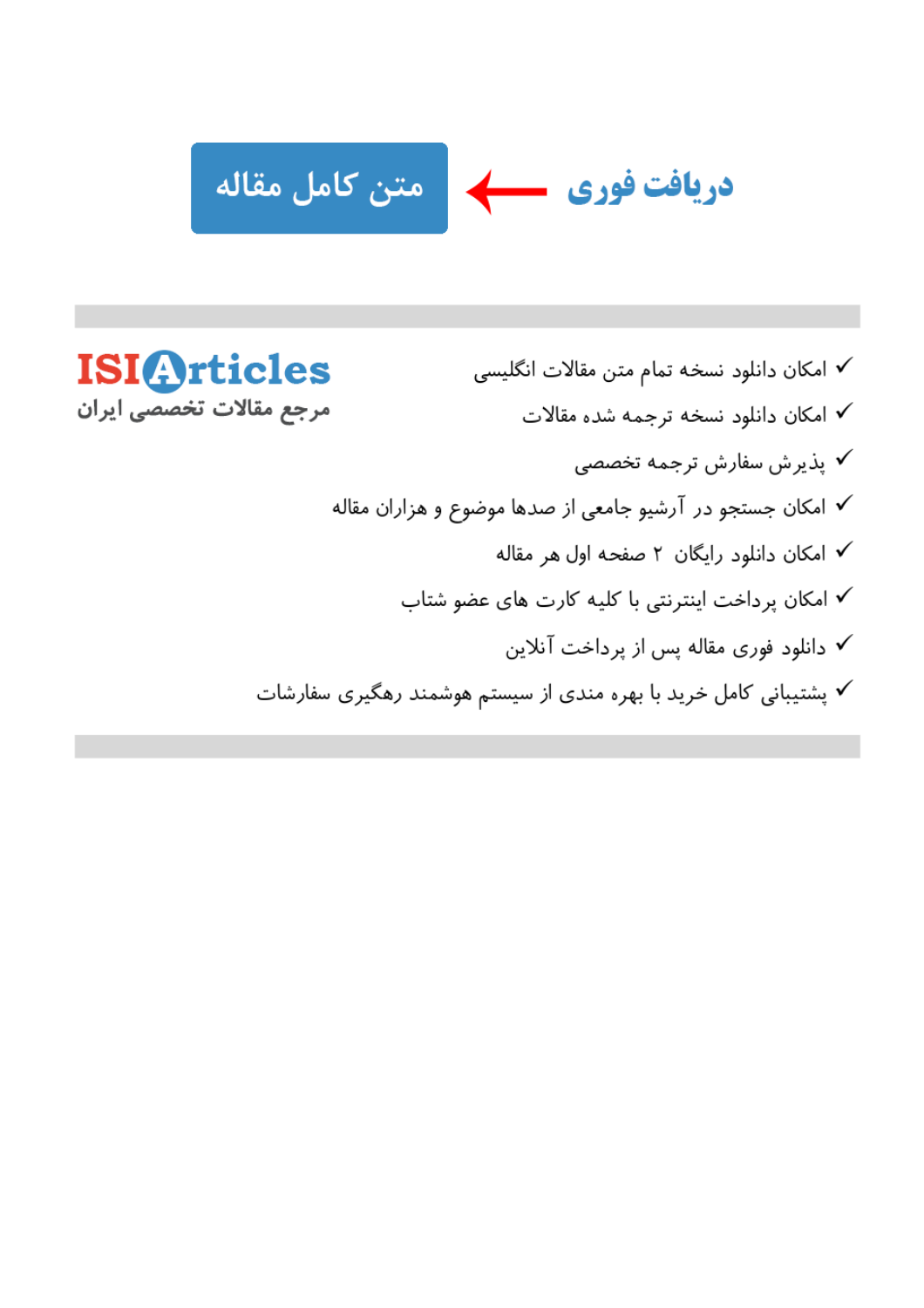دریافت فوری ← **متن کامل مقاله**

**ISIArticles**
مرجع مقالات تخصصی ایران

- ✓ امکان دانلود نسخه تمام متن مقالات انگلیسی
- ✓ امکان دانلود نسخه ترجمه شده مقالات
- ✓ پذیرش سفارش ترجمه تخصصی
- ✓ امکان جستجو در آرشیو جامعی از صدها موضوع و هزاران مقاله
- ✓ امکان دانلود رایگان ۲ صفحه اول هر مقاله
- ✓ امکان پرداخت اینترنتی با کلیه کارت های عضو شتاب
- ✓ دانلود فوری مقاله پس از پرداخت آنلاین
- ✓ پشتیبانی کامل خرید با بهره مندی از سیستم هوشمند رهگیری سفارشات